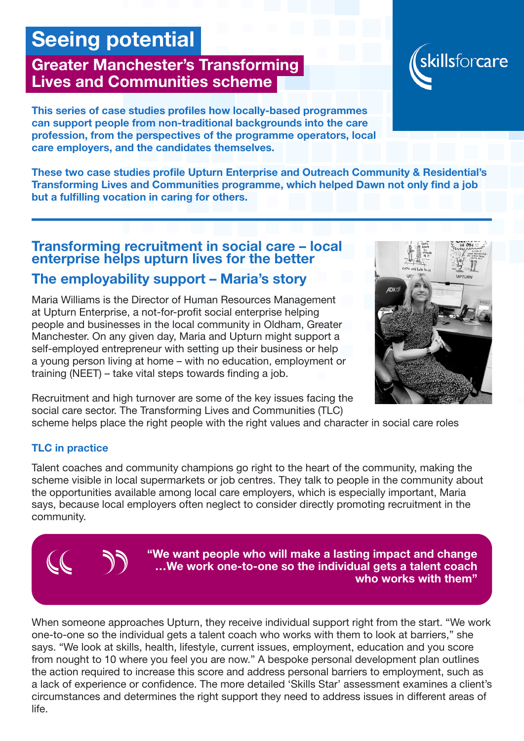# Seeing potential

## Greater Manchester's Transforming Lives and Communities scheme

skillsforcare

**This series of case studies profiles how locally-based programmes can support people from non-traditional backgrounds into the care profession, from the perspectives of the programme operators, local care employers, and the candidates themselves.**

**These two case studies profile Upturn Enterprise and Outreach Community & Residential's Transforming Lives and Communities programme, which helped Dawn not only find a job but a fulfilling vocation in caring for others.**

---

## Transforming recruitment in social care – local enterprise helps upturn lives for the better

### The employability support – Maria's story

Maria Williams is the Director of Human Resources Management at Upturn Enterprise, a not-for-profit social enterprise helping people and businesses in the local community in Oldham, Greater Manchester. On any given day, Maria and Upturn might support a self-employed entrepreneur with setting up their business or help a young person living at home – with no education, employment or training (NEET) – take vital steps towards finding a job.

Recruitment and high turnover are some of the key issues facing the social care sector. The Transforming Lives and Communities (TLC) scheme helps place the right people with the right values and character in social care roles

#### TLC in practice

Talent coaches and community champions go right to the heart of the community, making the scheme visible in local supermarkets or job centres. They talk to people in the community about the opportunities available among local care employers, which is especially important, Maria says, because local employers often neglect to consider directly promoting recruitment in the community.

> **"We want people who will make a lasting impact and change …We work one-to-one so the individual gets a talent coach who works with them"**

When someone approaches Upturn, they receive individual support right from the start. "We work one-to-one so the individual gets a talent coach who works with them to look at barriers," she says. "We look at skills, health, lifestyle, current issues, employment, education and you score from nought to 10 where you feel you are now." A bespoke personal development plan outlines the action required to increase this score and address personal barriers to employment, such as a lack of experience or confidence. The more detailed 'Skills Star' assessment examines a client's circumstances and determines the right support they need to address issues in different areas of life.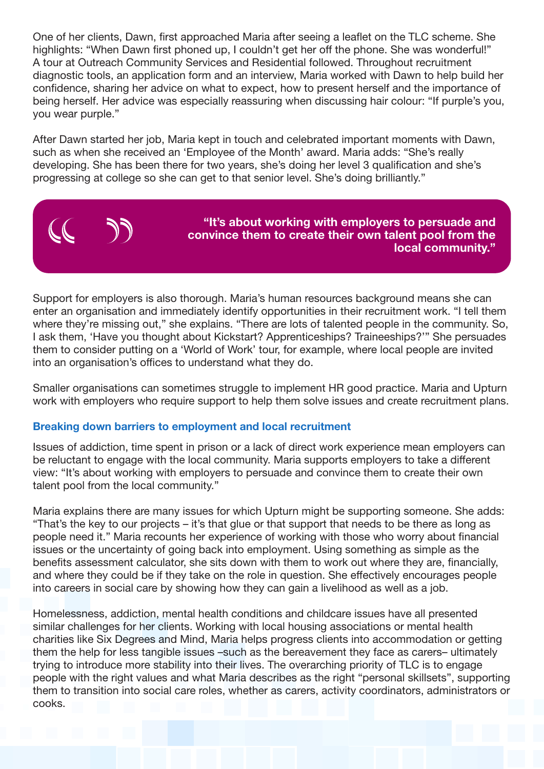One of her clients, Dawn, first approached Maria after seeing a leaflet on the TLC scheme. She highlights: “When Dawn first phoned up, I couldn’t get her off the phone. She was wonderful!” A tour at Outreach Community Services and Residential followed. Throughout recruitment diagnostic tools, an application form and an interview, Maria worked with Dawn to help build her confidence, sharing her advice on what to expect, how to present herself and the importance of being herself. Her advice was especially reassuring when discussing hair colour: “If purple’s you, you wear purple.”

After Dawn started her job, Maria kept in touch and celebrated important moments with Dawn, such as when she received an ‘Employee of the Month’ award. Maria adds: “She’s really developing. She has been there for two years, she’s doing her level 3 qualification and she’s progressing at college so she can get to that senior level. She’s doing brilliantly.”

> **“It’s about working with employers to persuade and convince them to create their own talent pool from the local community.”**

Support for employers is also thorough. Maria’s human resources background means she can enter an organisation and immediately identify opportunities in their recruitment work. “I tell them where they’re missing out,” she explains. “There are lots of talented people in the community. So, I ask them, ‘Have you thought about Kickstart? Apprenticeships? Traineeships?’” She persuades them to consider putting on a ‘World of Work’ tour, for example, where local people are invited into an organisation’s offices to understand what they do.

Smaller organisations can sometimes struggle to implement HR good practice. Maria and Upturn work with employers who require support to help them solve issues and create recruitment plans.

### Breaking down barriers to employment and local recruitment

Issues of addiction, time spent in prison or a lack of direct work experience mean employers can be reluctant to engage with the local community. Maria supports employers to take a different view: “It’s about working with employers to persuade and convince them to create their own talent pool from the local community.”

Maria explains there are many issues for which Upturn might be supporting someone. She adds: “That’s the key to our projects – it’s that glue or that support that needs to be there as long as people need it.” Maria recounts her experience of working with those who worry about financial issues or the uncertainty of going back into employment. Using something as simple as the benefits assessment calculator, she sits down with them to work out where they are, financially, and where they could be if they take on the role in question. She effectively encourages people into careers in social care by showing how they can gain a livelihood as well as a job.

Homelessness, addiction, mental health conditions and childcare issues have all presented similar challenges for her clients. Working with local housing associations or mental health charities like Six Degrees and Mind, Maria helps progress clients into accommodation or getting them the help for less tangible issues –such as the bereavement they face as carers– ultimately trying to introduce more stability into their lives. The overarching priority of TLC is to engage people with the right values and what Maria describes as the right “personal skillsets”, supporting them to transition into social care roles, whether as carers, activity coordinators, administrators or cooks.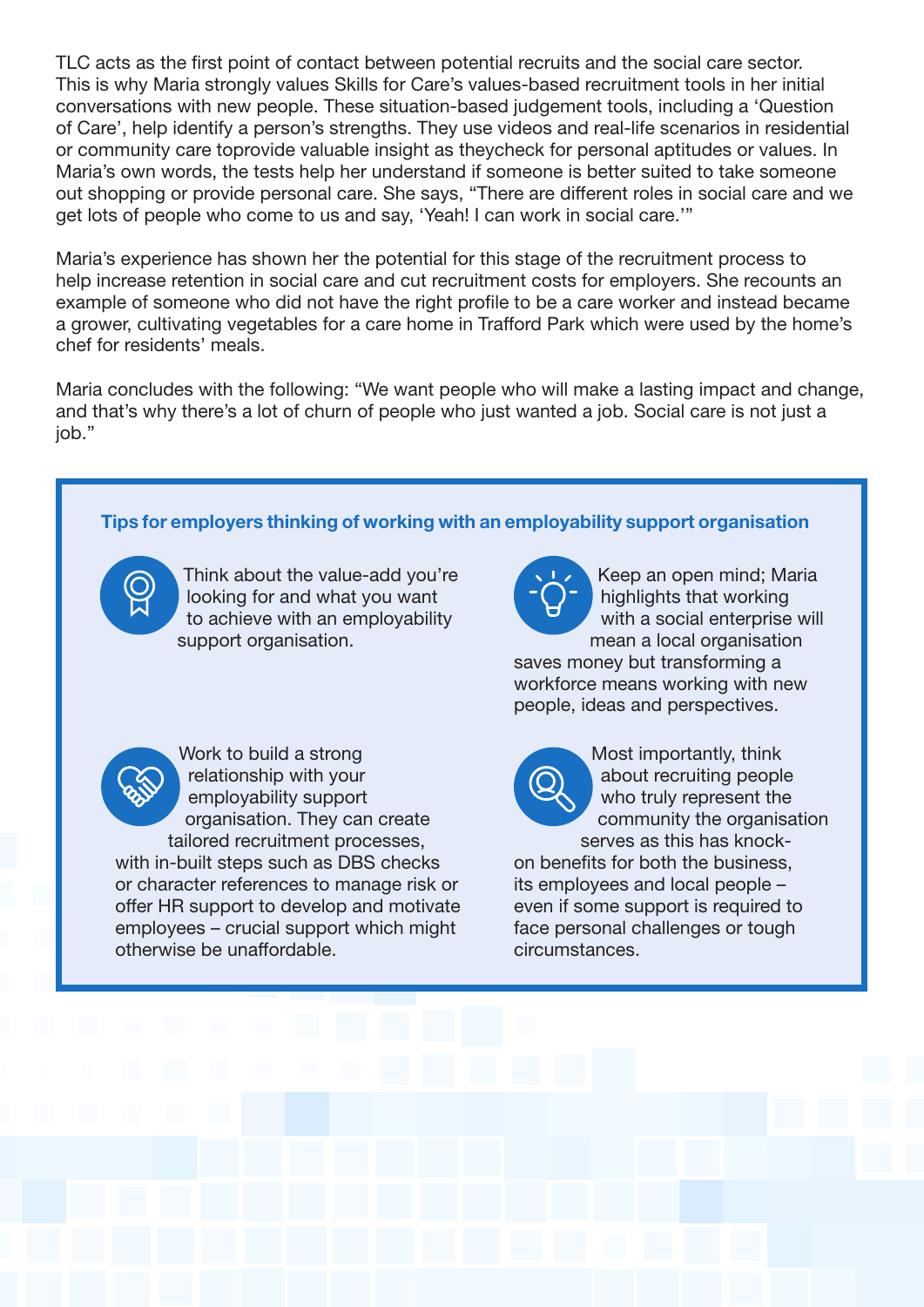TLC acts as the first point of contact between potential recruits and the social care sector. This is why Maria strongly values Skills for Care's values-based recruitment tools in her initial conversations with new people. These situation-based judgement tools, including a 'Question of Care', help identify a person's strengths. They use videos and real-life scenarios in residential or community care toprovide valuable insight as theycheck for personal aptitudes or values. In Maria's own words, the tests help her understand if someone is better suited to take someone out shopping or provide personal care. She says, "There are different roles in social care and we get lots of people who come to us and say, 'Yeah! I can work in social care.'"

Maria's experience has shown her the potential for this stage of the recruitment process to help increase retention in social care and cut recruitment costs for employers. She recounts an example of someone who did not have the right profile to be a care worker and instead became a grower, cultivating vegetables for a care home in Trafford Park which were used by the home's chef for residents' meals.

Maria concludes with the following: "We want people who will make a lasting impact and change, and that's why there's a lot of churn of people who just wanted a job. Social care is not just a job."

### Tips for employers thinking of working with an employability support organisation

- Think about the value-add you're looking for and what you want to achieve with an employability support organisation.
- Work to build a strong relationship with your employability support organisation. They can create tailored recruitment processes, with in-built steps such as DBS checks or character references to manage risk or offer HR support to develop and motivate employees – crucial support which might otherwise be unaffordable.
- Keep an open mind; Maria highlights that working with a social enterprise will mean a local organisation saves money but transforming a workforce means working with new people, ideas and perspectives.
- Most importantly, think about recruiting people who truly represent the community the organisation serves as this has knock-on benefits for both the business, its employees and local people – even if some support is required to face personal challenges or tough circumstances.